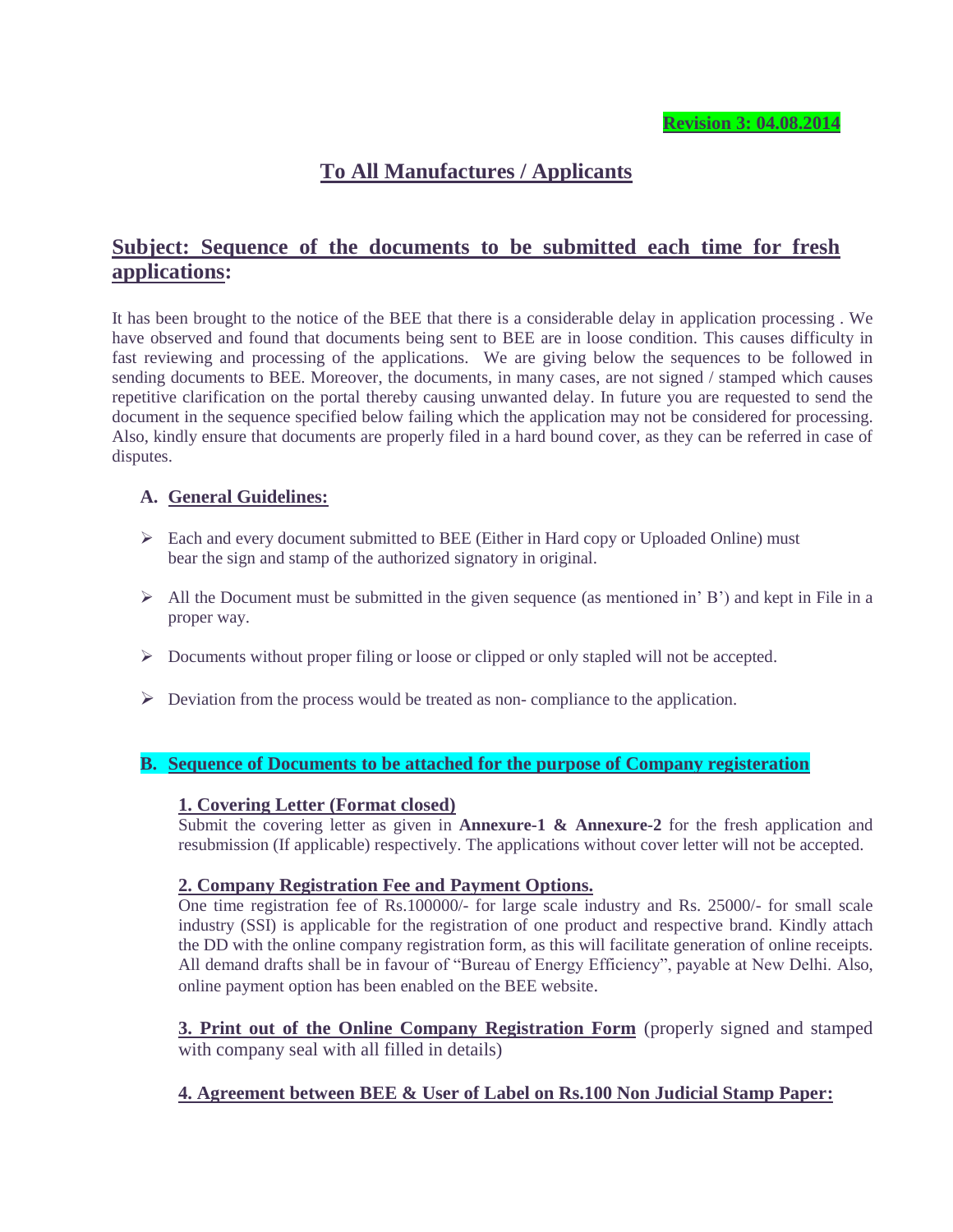**Revision 3: 04.08.2014**

# To All Manufactures / Applicants

## Subject: Sequence of the documents to be submitted each time for fresh applications:

It has been brought to the notice of the BEE that there is a considerable delay in application processing . We have observed and found that documents being sent to BEE are in loose condition. This causes difficulty in fast reviewing and processing of the applications. We are giving below the sequences to be followed in sending documents to BEE. Moreover, the documents, in many cases, are not signed / stamped which causes repetitive clarification on the portal thereby causing unwanted delay. In future you are requested to send the document in the sequence specified below failing which the application may not be considered for processing. Also, kindly ensure that documents are properly filed in a hard bound cover, as they can be referred in case of disputes.

### A. General Guidelines:

- Each and every document submitted to BEE (Either in Hard copy or Uploaded Online) must bear the sign and stamp of the authorized signatory in original.
- All the Document must be submitted in the given sequence (as mentioned in' B') and kept in File in a proper way.
- Documents without proper filing or loose or clipped or only stapled will not be accepted.
- Deviation from the process would be treated as non- compliance to the application.

### B. Sequence of Documents to be attached for the purpose of Company registeration

**1. Covering Letter (Format closed)**
Submit the covering letter as given in **Annexure-1 & Annexure-2** for the fresh application and resubmission (If applicable) respectively. The applications without cover letter will not be accepted.

**2. Company Registration Fee and Payment Options.**
One time registration fee of Rs.100000/- for large scale industry and Rs. 25000/- for small scale industry (SSI) is applicable for the registration of one product and respective brand. Kindly attach the DD with the online company registration form, as this will facilitate generation of online receipts. All demand drafts shall be in favour of "Bureau of Energy Efficiency", payable at New Delhi. Also, online payment option has been enabled on the BEE website.

**3. Print out of the Online Company Registration Form** (properly signed and stamped with company seal with all filled in details)

**4. Agreement between BEE & User of Label on Rs.100 Non Judicial Stamp Paper:**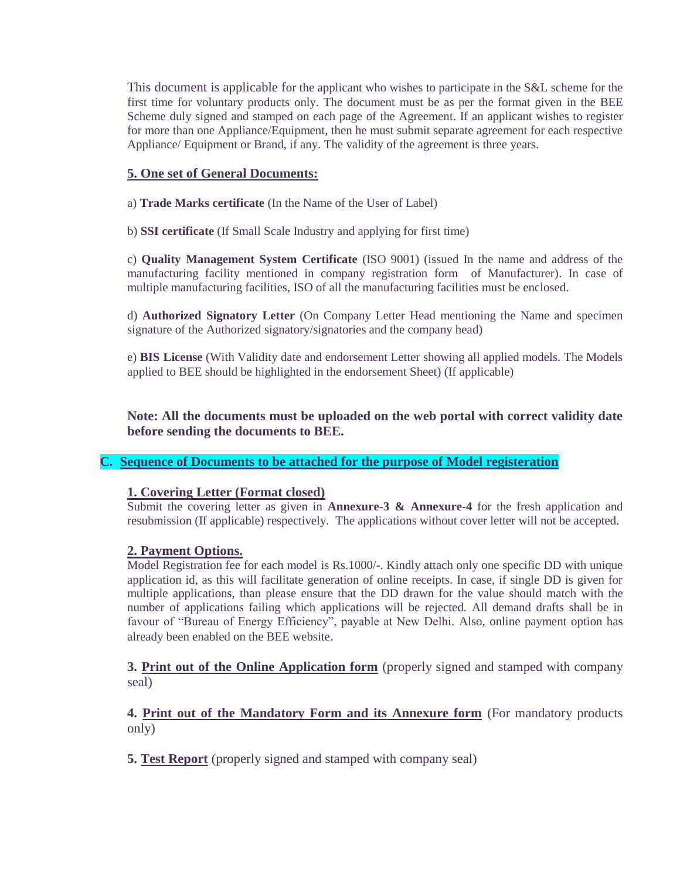This document is applicable for the applicant who wishes to participate in the S&L scheme for the first time for voluntary products only. The document must be as per the format given in the BEE Scheme duly signed and stamped on each page of the Agreement. If an applicant wishes to register for more than one Appliance/Equipment, then he must submit separate agreement for each respective Appliance/ Equipment or Brand, if any. The validity of the agreement is three years.

**5. One set of General Documents:**

a) **Trade Marks certificate** (In the Name of the User of Label)

b) **SSI certificate** (If Small Scale Industry and applying for first time)

c) **Quality Management System Certificate** (ISO 9001) (issued In the name and address of the manufacturing facility mentioned in company registration form of Manufacturer). In case of multiple manufacturing facilities, ISO of all the manufacturing facilities must be enclosed.

d) **Authorized Signatory Letter** (On Company Letter Head mentioning the Name and specimen signature of the Authorized signatory/signatories and the company head)

e) **BIS License** (With Validity date and endorsement Letter showing all applied models. The Models applied to BEE should be highlighted in the endorsement Sheet) (If applicable)

**Note: All the documents must be uploaded on the web portal with correct validity date before sending the documents to BEE.**

## C. Sequence of Documents to be attached for the purpose of Model registeration

**1. Covering Letter (Format closed)**

Submit the covering letter as given in **Annexure-3 & Annexure-4** for the fresh application and resubmission (If applicable) respectively. The applications without cover letter will not be accepted.

**2. Payment Options.**

Model Registration fee for each model is Rs.1000/-. Kindly attach only one specific DD with unique application id, as this will facilitate generation of online receipts. In case, if single DD is given for multiple applications, than please ensure that the DD drawn for the value should match with the number of applications failing which applications will be rejected. All demand drafts shall be in favour of "Bureau of Energy Efficiency", payable at New Delhi. Also, online payment option has already been enabled on the BEE website.

**3. Print out of the Online Application form** (properly signed and stamped with company seal)

**4. Print out of the Mandatory Form and its Annexure form** (For mandatory products only)

**5. Test Report** (properly signed and stamped with company seal)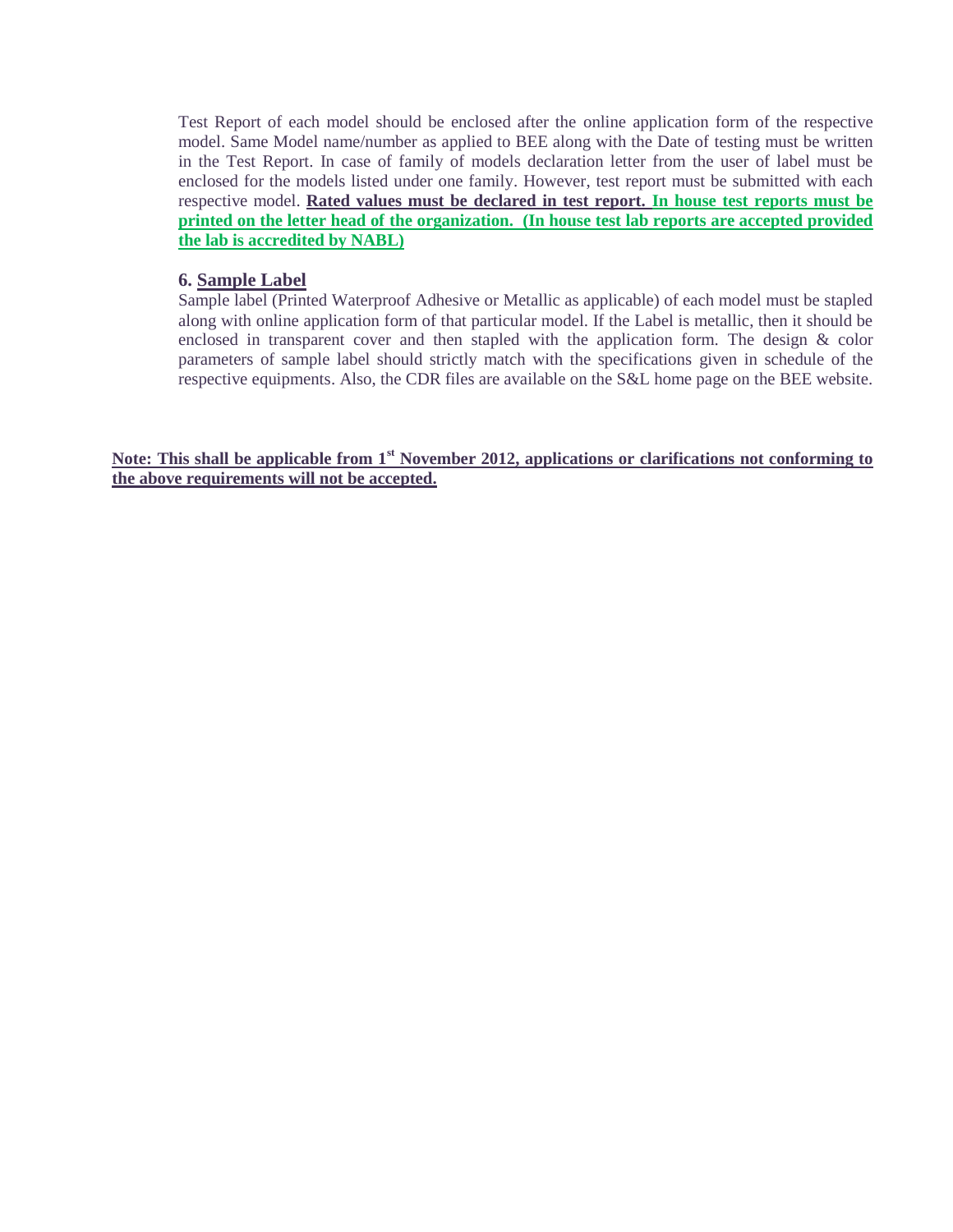Test Report of each model should be enclosed after the online application form of the respective model. Same Model name/number as applied to BEE along with the Date of testing must be written in the Test Report. In case of family of models declaration letter from the user of label must be enclosed for the models listed under one family. However, test report must be submitted with each respective model. **Rated values must be declared in test report.** **In house test reports must be printed on the letter head of the organization. (In house test lab reports are accepted provided the lab is accredited by NABL)**

### 6. Sample Label

Sample label (Printed Waterproof Adhesive or Metallic as applicable) of each model must be stapled along with online application form of that particular model. If the Label is metallic, then it should be enclosed in transparent cover and then stapled with the application form. The design & color parameters of sample label should strictly match with the specifications given in schedule of the respective equipments. Also, the CDR files are available on the S&L home page on the BEE website.

**Note: This shall be applicable from 1st November 2012, applications or clarifications not conforming to the above requirements will not be accepted.**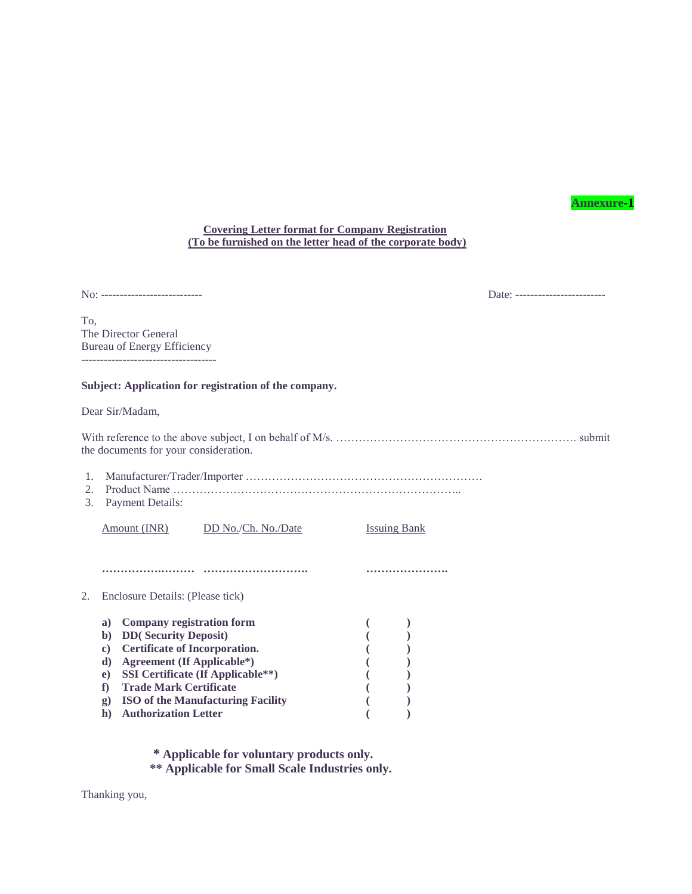**Annexure-1**

**Covering Letter format for Company Registration**
**(To be furnished on the letter head of the corporate body)**

No: -------------------------- Date: -----------------------

To,
The Director General
Bureau of Energy Efficiency
------------------------------------

**Subject: Application for registration of the company.**

Dear Sir/Madam,

With reference to the above subject, I on behalf of M/s. ………………………………………………………. submit the documents for your consideration.

1. Manufacturer/Trader/Importer ………………………………………………………
2. Product Name ……………………………………………………………………..
3. Payment Details:

| Amount (INR) | DD No./Ch. No./Date | Issuing Bank |
|---|---|---|
| …………………… | ………………………. | …………………. |

2. Enclosure Details: (Please tick)

| | | |
|---|---|---|
| **a)** | **Company registration form** | **(   )** |
| **b)** | **DD( Security Deposit)** | **(   )** |
| **c)** | **Certificate of Incorporation.** | **(   )** |
| **d)** | **Agreement (If Applicable*)** | **(   )** |
| **e)** | **SSI Certificate (If Applicable**)** | **(   )** |
| **f)** | **Trade Mark Certificate** | **(   )** |
| **g)** | **ISO of the Manufacturing Facility** | **(   )** |
| **h)** | **Authorization Letter** | **(   )** |

**\* Applicable for voluntary products only.**
**\*\* Applicable for Small Scale Industries only.**

Thanking you,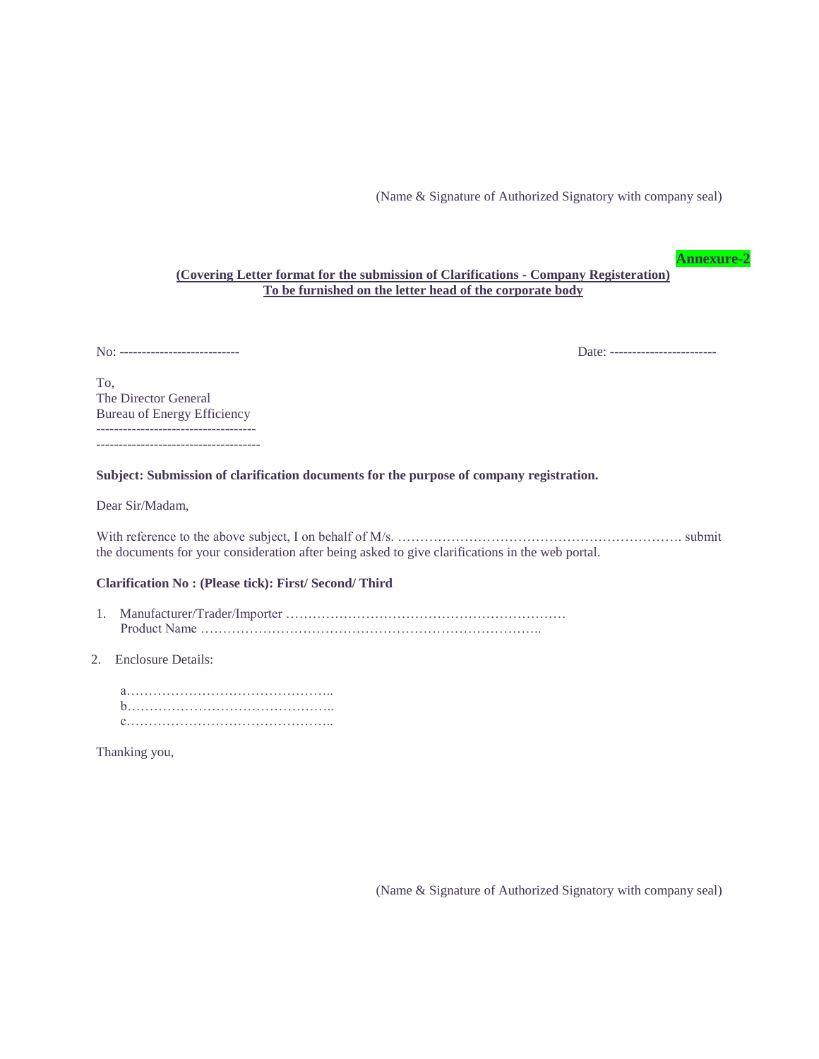(Name & Signature of Authorized Signatory with company seal)

**Annexure-2**

**(Covering Letter format for the submission of Clarifications - Company Registeration)**
**To be furnished on the letter head of the corporate body**

No: --------------------------                                                                                    Date: -----------------------

To,
The Director General
Bureau of Energy Efficiency
-----------------------------------
------------------------------------

**Subject: Submission of clarification documents for the purpose of company registration.**

Dear Sir/Madam,

With reference to the above subject, I on behalf of M/s. ………………………………………………………. submit the documents for your consideration after being asked to give clarifications in the web portal.

**Clarification No : (Please tick): First/ Second/ Third**

1. Manufacturer/Trader/Importer ………………………………………………………
   Product Name ………………………………………………………………….

2. Enclosure Details:

   a………………………………………..
   b………………………………………..
   c………………………………………..

Thanking you,

(Name & Signature of Authorized Signatory with company seal)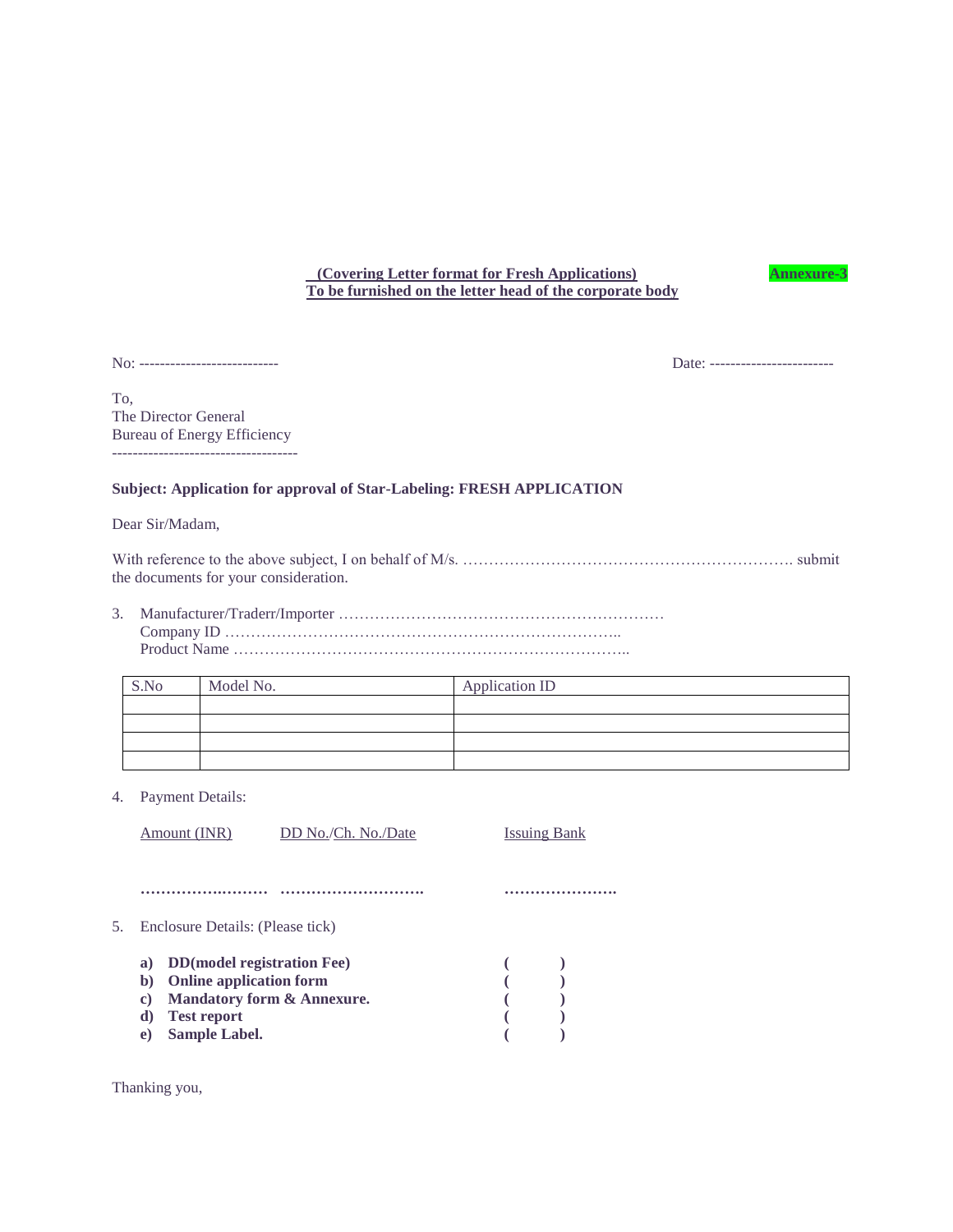**(Covering Letter format for Fresh Applications)** **Annexure-3**

**To be furnished on the letter head of the corporate body**

No: --------------------------- Date: ------------------------

To,
The Director General
Bureau of Energy Efficiency
------------------------------------

**Subject: Application for approval of Star-Labeling: FRESH APPLICATION**

Dear Sir/Madam,

With reference to the above subject, I on behalf of M/s. ………………………………………………………. submit the documents for your consideration.

3. Manufacturer/Traderr/Importer ………………………………………………………
   Company ID …………………………………………………………………..
   Product Name …………………………………………………………………..

| S.No | Model No. | Application ID |
|---|---|---|
| | | |
| | | |
| | | |
| | | |

4. Payment Details:

   Amount (INR)     DD No./Ch. No./Date     Issuing Bank

   ……………..……… ………………………. ………………….

5. Enclosure Details: (Please tick)

   **a) DD(model registration Fee)** **(   )**
   **b) Online application form** **(   )**
   **c) Mandatory form & Annexure.** **(   )**
   **d) Test report** **(   )**
   **e) Sample Label.** **(   )**

Thanking you,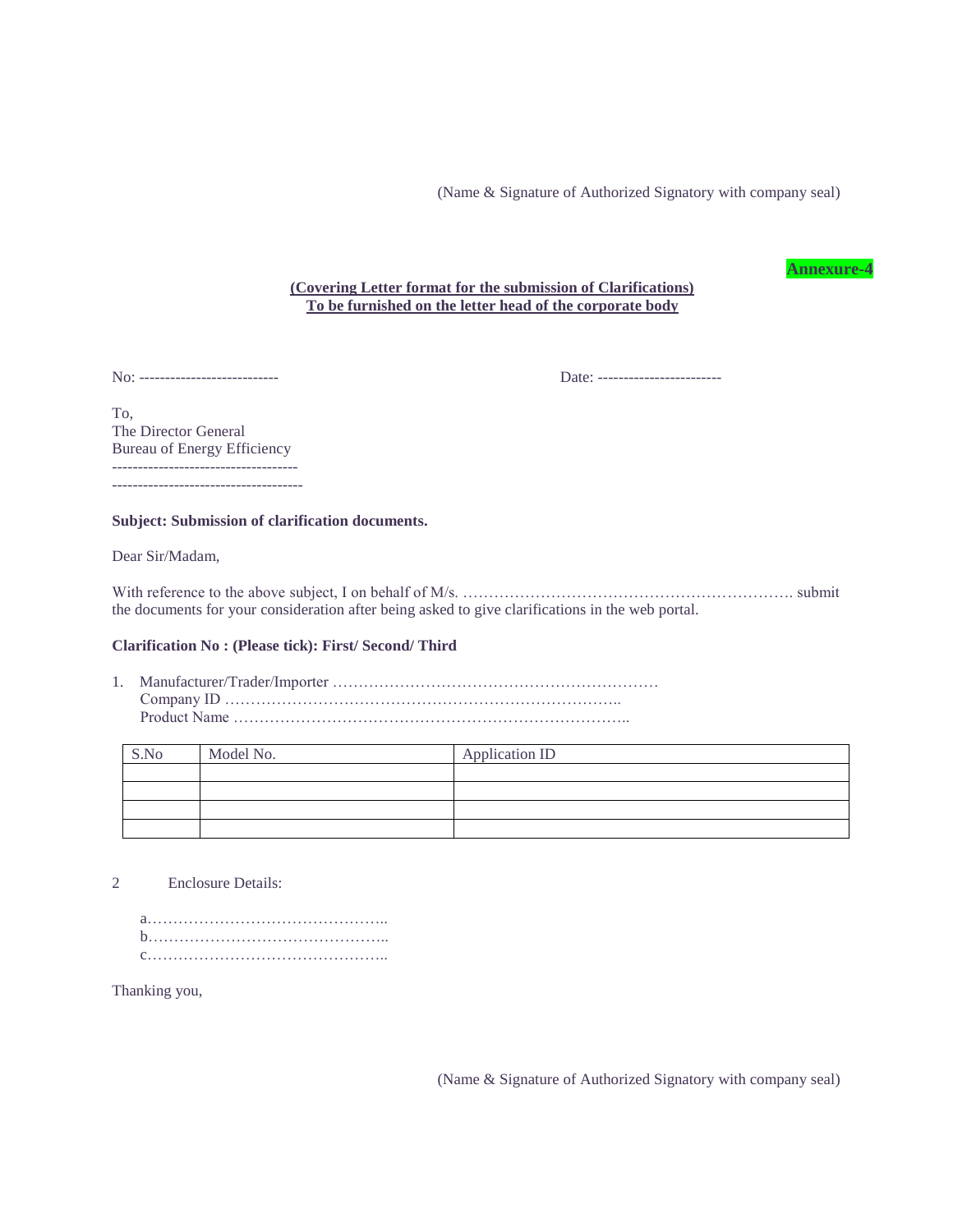(Name & Signature of Authorized Signatory with company seal)

**Annexure-4**

**(Covering Letter format for the submission of Clarifications)**
**To be furnished on the letter head of the corporate body**

No: -------------------------- Date: -----------------------

To,
The Director General
Bureau of Energy Efficiency
------------------------------------
------------------------------------

**Subject: Submission of clarification documents.**

Dear Sir/Madam,

With reference to the above subject, I on behalf of M/s. ………………………………………………………. submit the documents for your consideration after being asked to give clarifications in the web portal.

**Clarification No : (Please tick): First/ Second/ Third**

1. Manufacturer/Trader/Importer ………………………………………………………
   Company ID ………………………………………………………………….
   Product Name ………………………………………………………………….

| S.No | Model No. | Application ID |
|---|---|---|
| | | |
| | | |
| | | |
| | | |

2 Enclosure Details:

a………………………………………..
b………………………………………..
c………………………………………..

Thanking you,

(Name & Signature of Authorized Signatory with company seal)